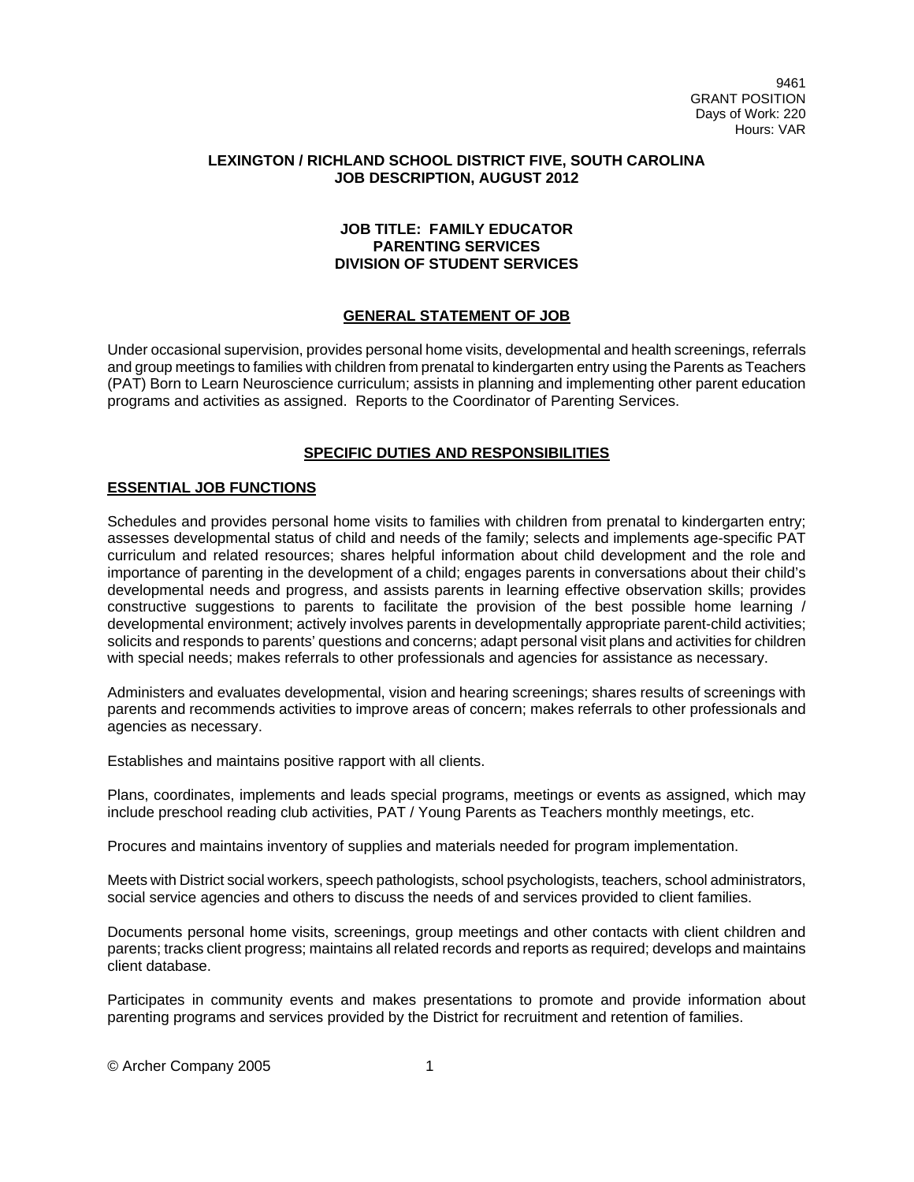9461
GRANT POSITION
Days of Work: 220
Hours: VAR

**LEXINGTON / RICHLAND SCHOOL DISTRICT FIVE, SOUTH CAROLINA**
**JOB DESCRIPTION, AUGUST 2012**

**JOB TITLE: FAMILY EDUCATOR**
**PARENTING SERVICES**
**DIVISION OF STUDENT SERVICES**

## GENERAL STATEMENT OF JOB

Under occasional supervision, provides personal home visits, developmental and health screenings, referrals and group meetings to families with children from prenatal to kindergarten entry using the Parents as Teachers (PAT) Born to Learn Neuroscience curriculum; assists in planning and implementing other parent education programs and activities as assigned. Reports to the Coordinator of Parenting Services.

## SPECIFIC DUTIES AND RESPONSIBILITIES

### ESSENTIAL JOB FUNCTIONS

Schedules and provides personal home visits to families with children from prenatal to kindergarten entry; assesses developmental status of child and needs of the family; selects and implements age-specific PAT curriculum and related resources; shares helpful information about child development and the role and importance of parenting in the development of a child; engages parents in conversations about their child's developmental needs and progress, and assists parents in learning effective observation skills; provides constructive suggestions to parents to facilitate the provision of the best possible home learning / developmental environment; actively involves parents in developmentally appropriate parent-child activities; solicits and responds to parents' questions and concerns; adapt personal visit plans and activities for children with special needs; makes referrals to other professionals and agencies for assistance as necessary.

Administers and evaluates developmental, vision and hearing screenings; shares results of screenings with parents and recommends activities to improve areas of concern; makes referrals to other professionals and agencies as necessary.

Establishes and maintains positive rapport with all clients.

Plans, coordinates, implements and leads special programs, meetings or events as assigned, which may include preschool reading club activities, PAT / Young Parents as Teachers monthly meetings, etc.

Procures and maintains inventory of supplies and materials needed for program implementation.

Meets with District social workers, speech pathologists, school psychologists, teachers, school administrators, social service agencies and others to discuss the needs of and services provided to client families.

Documents personal home visits, screenings, group meetings and other contacts with client children and parents; tracks client progress; maintains all related records and reports as required; develops and maintains client database.

Participates in community events and makes presentations to promote and provide information about parenting programs and services provided by the District for recruitment and retention of families.

© Archer Company 2005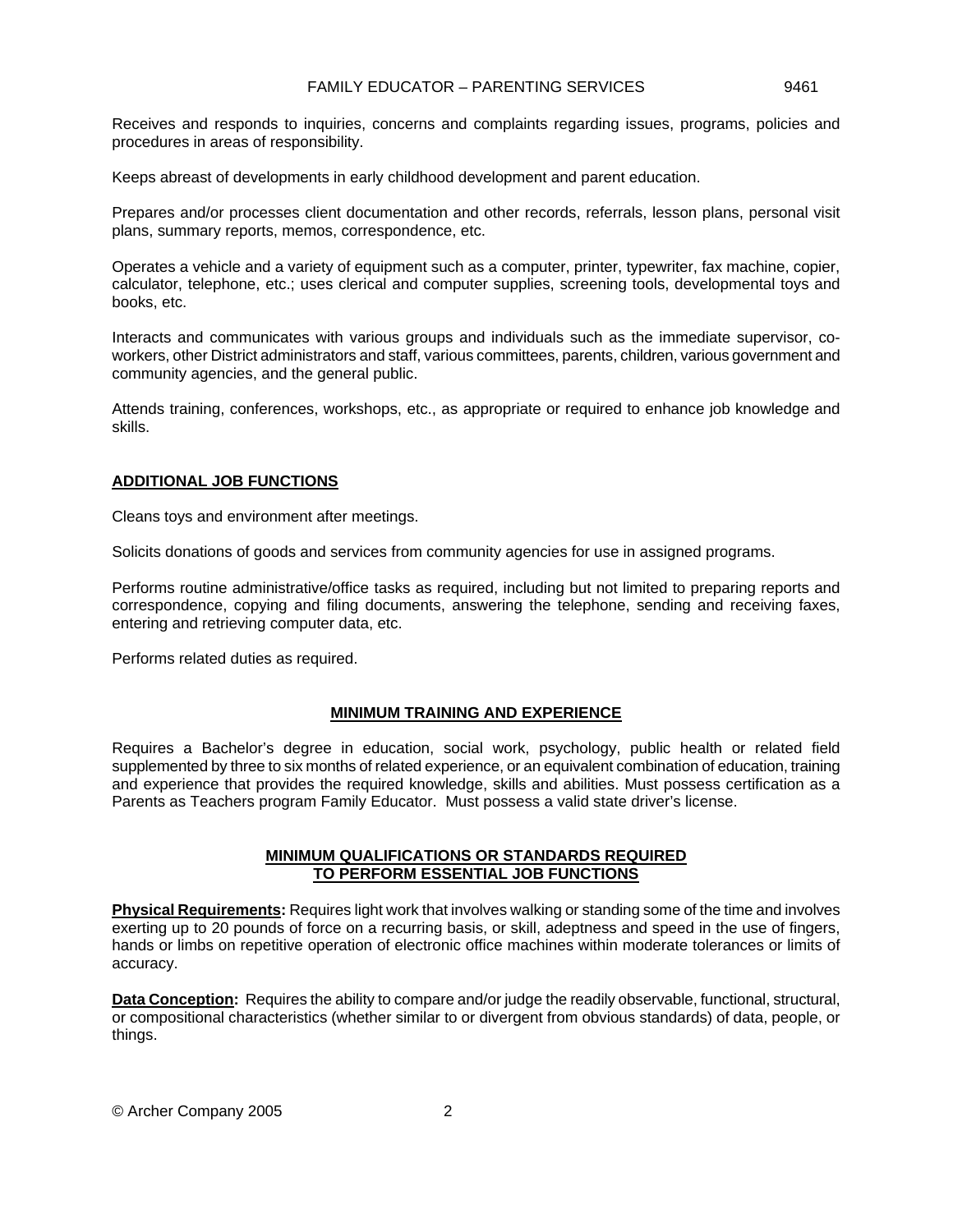Receives and responds to inquiries, concerns and complaints regarding issues, programs, policies and procedures in areas of responsibility.

Keeps abreast of developments in early childhood development and parent education.

Prepares and/or processes client documentation and other records, referrals, lesson plans, personal visit plans, summary reports, memos, correspondence, etc.

Operates a vehicle and a variety of equipment such as a computer, printer, typewriter, fax machine, copier, calculator, telephone, etc.; uses clerical and computer supplies, screening tools, developmental toys and books, etc.

Interacts and communicates with various groups and individuals such as the immediate supervisor, co-workers, other District administrators and staff, various committees, parents, children, various government and community agencies, and the general public.

Attends training, conferences, workshops, etc., as appropriate or required to enhance job knowledge and skills.

## ADDITIONAL JOB FUNCTIONS

Cleans toys and environment after meetings.

Solicits donations of goods and services from community agencies for use in assigned programs.

Performs routine administrative/office tasks as required, including but not limited to preparing reports and correspondence, copying and filing documents, answering the telephone, sending and receiving faxes, entering and retrieving computer data, etc.

Performs related duties as required.

## MINIMUM TRAINING AND EXPERIENCE

Requires a Bachelor's degree in education, social work, psychology, public health or related field supplemented by three to six months of related experience, or an equivalent combination of education, training and experience that provides the required knowledge, skills and abilities. Must possess certification as a Parents as Teachers program Family Educator. Must possess a valid state driver's license.

## MINIMUM QUALIFICATIONS OR STANDARDS REQUIRED TO PERFORM ESSENTIAL JOB FUNCTIONS

**Physical Requirements:** Requires light work that involves walking or standing some of the time and involves exerting up to 20 pounds of force on a recurring basis, or skill, adeptness and speed in the use of fingers, hands or limbs on repetitive operation of electronic office machines within moderate tolerances or limits of accuracy.

**Data Conception:** Requires the ability to compare and/or judge the readily observable, functional, structural, or compositional characteristics (whether similar to or divergent from obvious standards) of data, people, or things.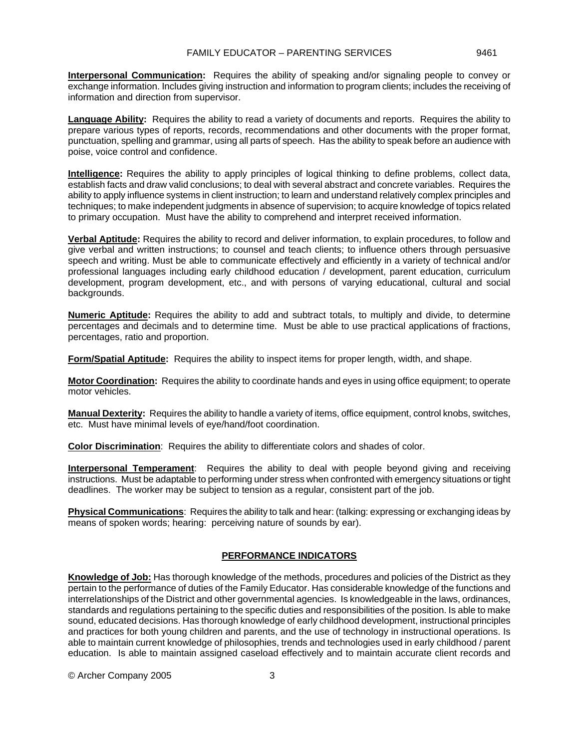**Interpersonal Communication:** Requires the ability of speaking and/or signaling people to convey or exchange information. Includes giving instruction and information to program clients; includes the receiving of information and direction from supervisor.

**Language Ability:** Requires the ability to read a variety of documents and reports. Requires the ability to prepare various types of reports, records, recommendations and other documents with the proper format, punctuation, spelling and grammar, using all parts of speech. Has the ability to speak before an audience with poise, voice control and confidence.

**Intelligence:** Requires the ability to apply principles of logical thinking to define problems, collect data, establish facts and draw valid conclusions; to deal with several abstract and concrete variables. Requires the ability to apply influence systems in client instruction; to learn and understand relatively complex principles and techniques; to make independent judgments in absence of supervision; to acquire knowledge of topics related to primary occupation. Must have the ability to comprehend and interpret received information.

**Verbal Aptitude:** Requires the ability to record and deliver information, to explain procedures, to follow and give verbal and written instructions; to counsel and teach clients; to influence others through persuasive speech and writing. Must be able to communicate effectively and efficiently in a variety of technical and/or professional languages including early childhood education / development, parent education, curriculum development, program development, etc., and with persons of varying educational, cultural and social backgrounds.

**Numeric Aptitude:** Requires the ability to add and subtract totals, to multiply and divide, to determine percentages and decimals and to determine time. Must be able to use practical applications of fractions, percentages, ratio and proportion.

**Form/Spatial Aptitude:** Requires the ability to inspect items for proper length, width, and shape.

**Motor Coordination:** Requires the ability to coordinate hands and eyes in using office equipment; to operate motor vehicles.

**Manual Dexterity:** Requires the ability to handle a variety of items, office equipment, control knobs, switches, etc. Must have minimal levels of eye/hand/foot coordination.

**Color Discrimination**: Requires the ability to differentiate colors and shades of color.

**Interpersonal Temperament**: Requires the ability to deal with people beyond giving and receiving instructions. Must be adaptable to performing under stress when confronted with emergency situations or tight deadlines. The worker may be subject to tension as a regular, consistent part of the job.

**Physical Communications**: Requires the ability to talk and hear: (talking: expressing or exchanging ideas by means of spoken words; hearing: perceiving nature of sounds by ear).

## PERFORMANCE INDICATORS

**Knowledge of Job:** Has thorough knowledge of the methods, procedures and policies of the District as they pertain to the performance of duties of the Family Educator. Has considerable knowledge of the functions and interrelationships of the District and other governmental agencies. Is knowledgeable in the laws, ordinances, standards and regulations pertaining to the specific duties and responsibilities of the position. Is able to make sound, educated decisions. Has thorough knowledge of early childhood development, instructional principles and practices for both young children and parents, and the use of technology in instructional operations. Is able to maintain current knowledge of philosophies, trends and technologies used in early childhood / parent education. Is able to maintain assigned caseload effectively and to maintain accurate client records and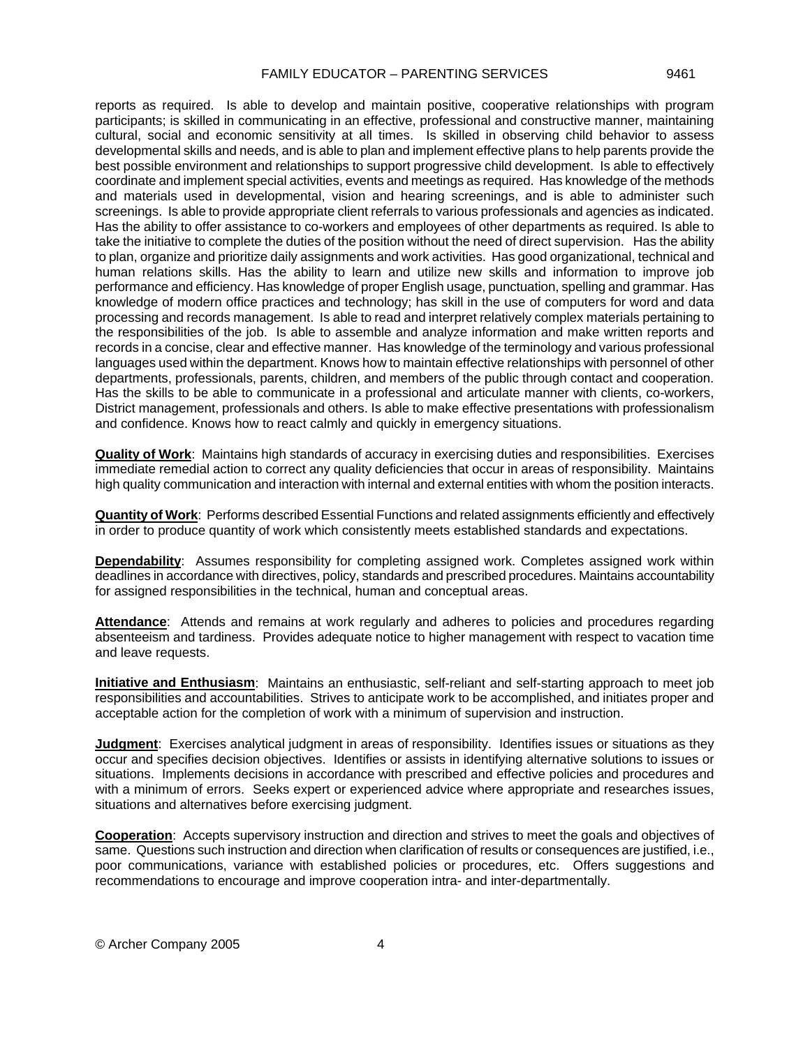reports as required. Is able to develop and maintain positive, cooperative relationships with program participants; is skilled in communicating in an effective, professional and constructive manner, maintaining cultural, social and economic sensitivity at all times. Is skilled in observing child behavior to assess developmental skills and needs, and is able to plan and implement effective plans to help parents provide the best possible environment and relationships to support progressive child development. Is able to effectively coordinate and implement special activities, events and meetings as required. Has knowledge of the methods and materials used in developmental, vision and hearing screenings, and is able to administer such screenings. Is able to provide appropriate client referrals to various professionals and agencies as indicated. Has the ability to offer assistance to co-workers and employees of other departments as required. Is able to take the initiative to complete the duties of the position without the need of direct supervision. Has the ability to plan, organize and prioritize daily assignments and work activities. Has good organizational, technical and human relations skills. Has the ability to learn and utilize new skills and information to improve job performance and efficiency. Has knowledge of proper English usage, punctuation, spelling and grammar. Has knowledge of modern office practices and technology; has skill in the use of computers for word and data processing and records management. Is able to read and interpret relatively complex materials pertaining to the responsibilities of the job. Is able to assemble and analyze information and make written reports and records in a concise, clear and effective manner. Has knowledge of the terminology and various professional languages used within the department. Knows how to maintain effective relationships with personnel of other departments, professionals, parents, children, and members of the public through contact and cooperation. Has the skills to be able to communicate in a professional and articulate manner with clients, co-workers, District management, professionals and others. Is able to make effective presentations with professionalism and confidence. Knows how to react calmly and quickly in emergency situations.

**Quality of Work**: Maintains high standards of accuracy in exercising duties and responsibilities. Exercises immediate remedial action to correct any quality deficiencies that occur in areas of responsibility. Maintains high quality communication and interaction with internal and external entities with whom the position interacts.

**Quantity of Work**: Performs described Essential Functions and related assignments efficiently and effectively in order to produce quantity of work which consistently meets established standards and expectations.

**Dependability**: Assumes responsibility for completing assigned work. Completes assigned work within deadlines in accordance with directives, policy, standards and prescribed procedures. Maintains accountability for assigned responsibilities in the technical, human and conceptual areas.

**Attendance**: Attends and remains at work regularly and adheres to policies and procedures regarding absenteeism and tardiness. Provides adequate notice to higher management with respect to vacation time and leave requests.

**Initiative and Enthusiasm**: Maintains an enthusiastic, self-reliant and self-starting approach to meet job responsibilities and accountabilities. Strives to anticipate work to be accomplished, and initiates proper and acceptable action for the completion of work with a minimum of supervision and instruction.

**Judgment**: Exercises analytical judgment in areas of responsibility. Identifies issues or situations as they occur and specifies decision objectives. Identifies or assists in identifying alternative solutions to issues or situations. Implements decisions in accordance with prescribed and effective policies and procedures and with a minimum of errors. Seeks expert or experienced advice where appropriate and researches issues, situations and alternatives before exercising judgment.

**Cooperation**: Accepts supervisory instruction and direction and strives to meet the goals and objectives of same. Questions such instruction and direction when clarification of results or consequences are justified, i.e., poor communications, variance with established policies or procedures, etc. Offers suggestions and recommendations to encourage and improve cooperation intra- and inter-departmentally.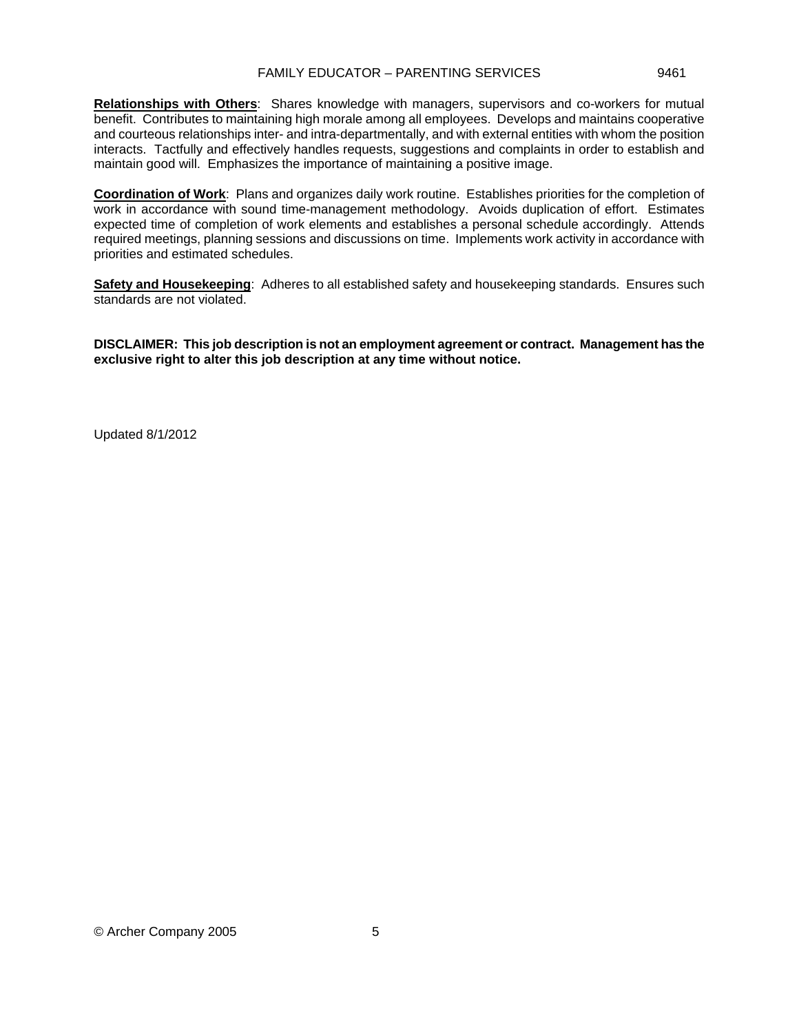**Relationships with Others**: Shares knowledge with managers, supervisors and co-workers for mutual benefit. Contributes to maintaining high morale among all employees. Develops and maintains cooperative and courteous relationships inter- and intra-departmentally, and with external entities with whom the position interacts. Tactfully and effectively handles requests, suggestions and complaints in order to establish and maintain good will. Emphasizes the importance of maintaining a positive image.

**Coordination of Work**: Plans and organizes daily work routine. Establishes priorities for the completion of work in accordance with sound time-management methodology. Avoids duplication of effort. Estimates expected time of completion of work elements and establishes a personal schedule accordingly. Attends required meetings, planning sessions and discussions on time. Implements work activity in accordance with priorities and estimated schedules.

**Safety and Housekeeping**: Adheres to all established safety and housekeeping standards. Ensures such standards are not violated.

**DISCLAIMER: This job description is not an employment agreement or contract. Management has the exclusive right to alter this job description at any time without notice.**

Updated 8/1/2012